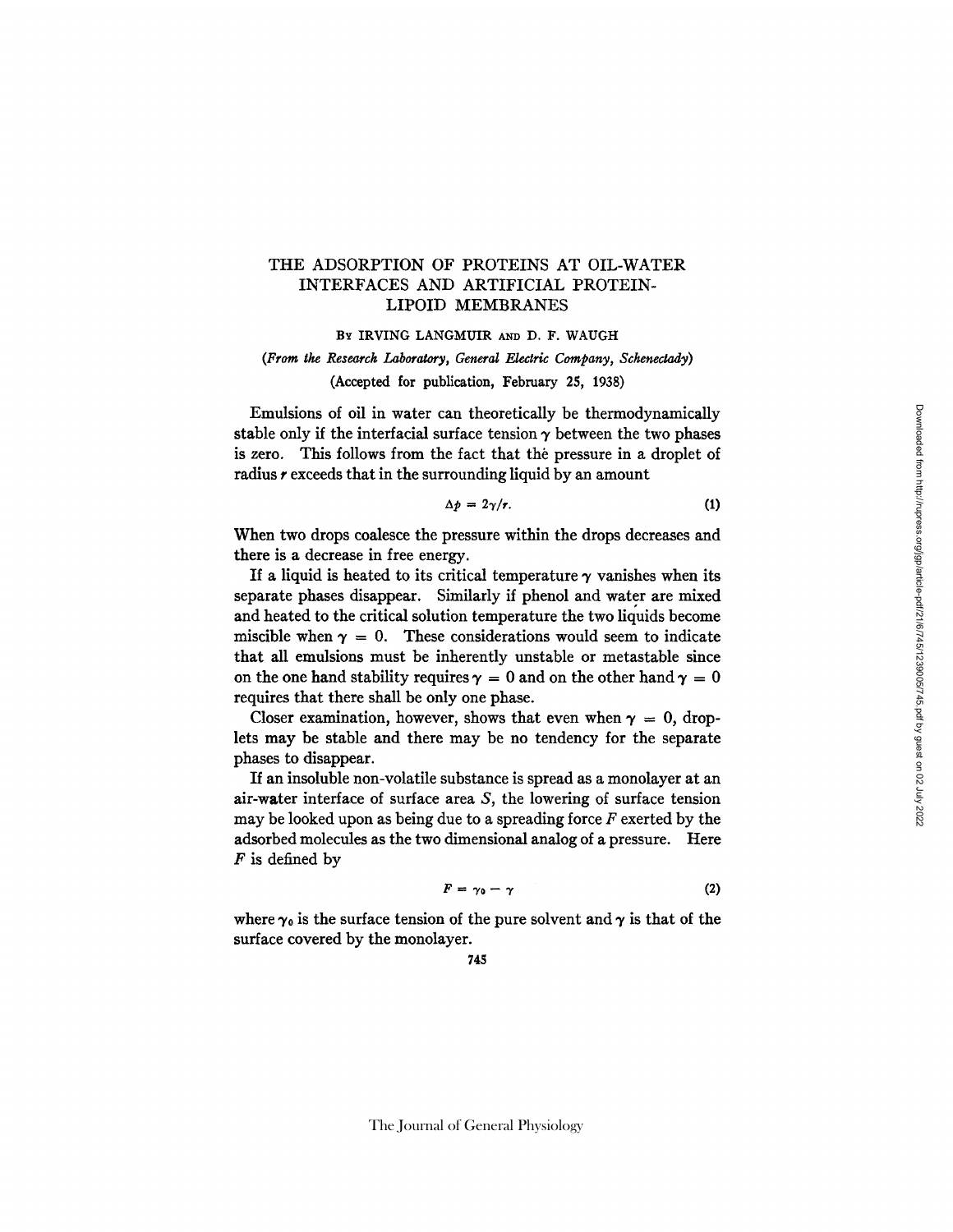# THE ADSORPTION OF PROTEINS AT OIL-WATER INTERFACES AND ARTIFICIAL PROTEIN-LIPOID MEMBRANES

BY IRVING LANGMUIR AND D. F. WAUGH

*(From the Research Laboratory, General Electric Company, Schenectady)*

(Accepted for publication, February 25, 1938)

Emulsions of oil in water can theoretically be thermodynamically stable only if the interfacial surface tension $\gamma$ between the two phases is zero. This follows from the fact that the pressure in a droplet of radius $r$ exceeds that in the surrounding liquid by an amount

$$\Delta p = 2\gamma/r. \tag{1}$$

When two drops coalesce the pressure within the drops decreases and there is a decrease in free energy.

If a liquid is heated to its critical temperature $\gamma$ vanishes when its separate phases disappear. Similarly if phenol and water are mixed and heated to the critical solution temperature the two liquids become miscible when $\gamma = 0$. These considerations would seem to indicate that all emulsions must be inherently unstable or metastable since on the one hand stability requires $\gamma = 0$ and on the other hand $\gamma = 0$ requires that there shall be only one phase.

Closer examination, however, shows that even when $\gamma = 0$, droplets may be stable and there may be no tendency for the separate phases to disappear.

If an insoluble non-volatile substance is spread as a monolayer at an air-water interface of surface area $S$, the lowering of surface tension may be looked upon as being due to a spreading force $F$ exerted by the adsorbed molecules as the two dimensional analog of a pressure. Here $F$ is defined by

$$F = \gamma_0 - \gamma \tag{2}$$

where $\gamma_0$ is the surface tension of the pure solvent and $\gamma$ is that of the surface covered by the monolayer.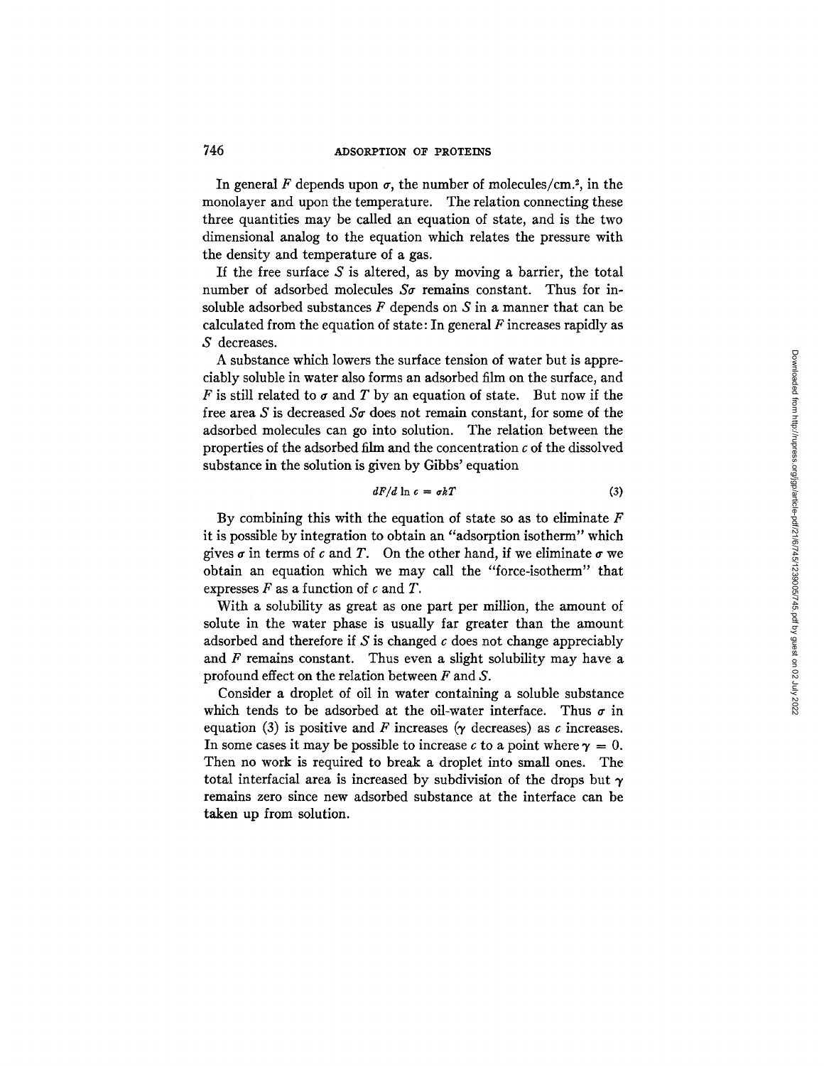In general $F$ depends upon $\sigma$, the number of molecules/cm.[2], in the monolayer and upon the temperature. The relation connecting these three quantities may be called an equation of state, and is the two dimensional analog to the equation which relates the pressure with the density and temperature of a gas.

If the free surface $S$ is altered, as by moving a barrier, the total number of adsorbed molecules $S\sigma$ remains constant. Thus for insoluble adsorbed substances $F$ depends on $S$ in a manner that can be calculated from the equation of state: In general $F$ increases rapidly as $S$ decreases.

A substance which lowers the surface tension of water but is appreciably soluble in water also forms an adsorbed film on the surface, and $F$ is still related to $\sigma$ and $T$ by an equation of state. But now if the free area $S$ is decreased $S\sigma$ does not remain constant, for some of the adsorbed molecules can go into solution. The relation between the properties of the adsorbed film and the concentration $c$ of the dissolved substance in the solution is given by Gibbs' equation

$$dF/d \ln c = \sigma kT \tag{3}$$

By combining this with the equation of state so as to eliminate $F$ it is possible by integration to obtain an "adsorption isotherm" which gives $\sigma$ in terms of $c$ and $T$. On the other hand, if we eliminate $\sigma$ we obtain an equation which we may call the "force-isotherm" that expresses $F$ as a function of $c$ and $T$.

With a solubility as great as one part per million, the amount of solute in the water phase is usually far greater than the amount adsorbed and therefore if $S$ is changed $c$ does not change appreciably and $F$ remains constant. Thus even a slight solubility may have a profound effect on the relation between $F$ and $S$.

Consider a droplet of oil in water containing a soluble substance which tends to be adsorbed at the oil-water interface. Thus $\sigma$ in equation (3) is positive and $F$ increases ($\gamma$ decreases) as $c$ increases. In some cases it may be possible to increase $c$ to a point where $\gamma = 0$. Then no work is required to break a droplet into small ones. The total interfacial area is increased by subdivision of the drops but $\gamma$ remains zero since new adsorbed substance at the interface can be taken up from solution.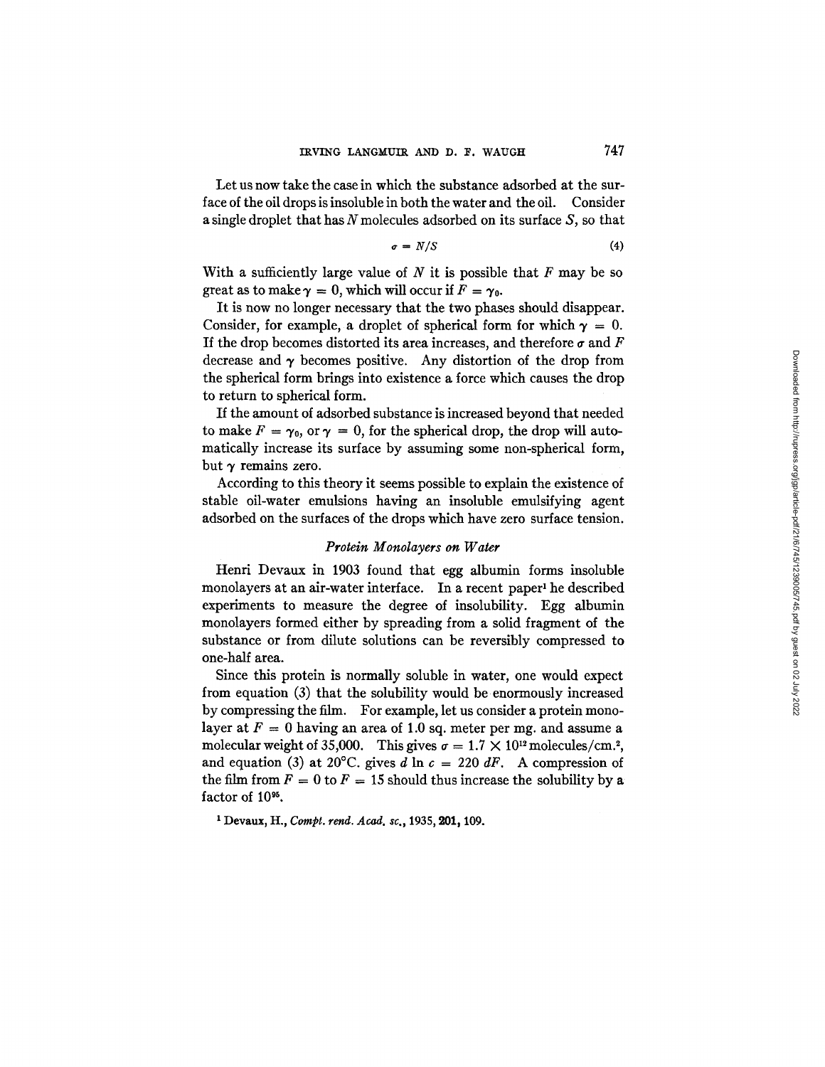Let us now take the case in which the substance adsorbed at the surface of the oil drops is insoluble in both the water and the oil. Consider a single droplet that has $N$ molecules adsorbed on its surface $S$, so that

$$\sigma = N/S \tag{4}$$

With a sufficiently large value of $N$ it is possible that $F$ may be so great as to make $\gamma = 0$, which will occur if $F = \gamma_0$.

It is now no longer necessary that the two phases should disappear. Consider, for example, a droplet of spherical form for which $\gamma = 0$. If the drop becomes distorted its area increases, and therefore $\sigma$ and $F$ decrease and $\gamma$ becomes positive. Any distortion of the drop from the spherical form brings into existence a force which causes the drop to return to spherical form.

If the amount of adsorbed substance is increased beyond that needed to make $F = \gamma_0$, or $\gamma = 0$, for the spherical drop, the drop will automatically increase its surface by assuming some non-spherical form, but $\gamma$ remains zero.

According to this theory it seems possible to explain the existence of stable oil-water emulsions having an insoluble emulsifying agent adsorbed on the surfaces of the drops which have zero surface tension.

### *Protein Monolayers on Water*

Henri Devaux in 1903 found that egg albumin forms insoluble monolayers at an air-water interface. In a recent paper[1] he described experiments to measure the degree of insolubility. Egg albumin monolayers formed either by spreading from a solid fragment of the substance or from dilute solutions can be reversibly compressed to one-half area.

Since this protein is normally soluble in water, one would expect from equation (3) that the solubility would be enormously increased by compressing the film. For example, let us consider a protein monolayer at $F = 0$ having an area of 1.0 sq. meter per mg. and assume a molecular weight of 35,000. This gives $\sigma = 1.7 \times 10^{12}$ molecules/cm.$^2$, and equation (3) at 20°C. gives $d \ln c = 220\, dF$. A compression of the film from $F = 0$ to $F = 15$ should thus increase the solubility by a factor of $10^{95}$.

[1] Devaux, H., *Compt. rend. Acad. sc.*, 1935, **201**, 109.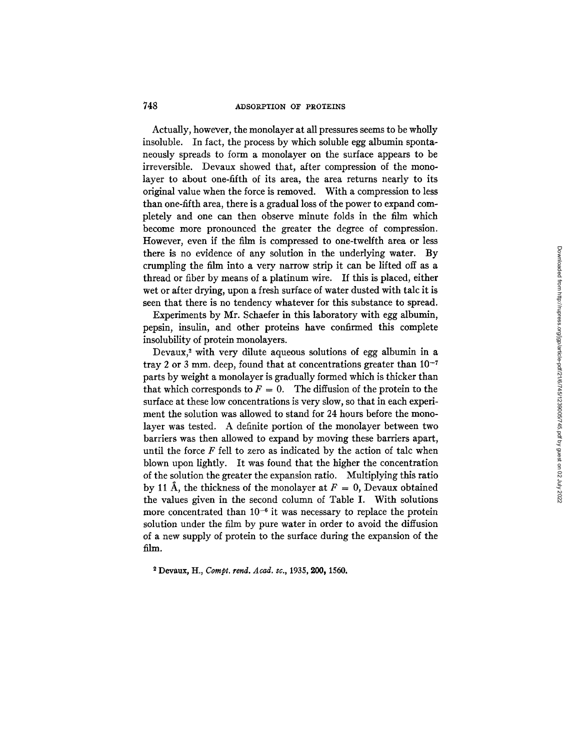Actually, however, the monolayer at all pressures seems to be wholly insoluble. In fact, the process by which soluble egg albumin spontaneously spreads to form a monolayer on the surface appears to be irreversible. Devaux showed that, after compression of the monolayer to about one-fifth of its area, the area returns nearly to its original value when the force is removed. With a compression to less than one-fifth area, there is a gradual loss of the power to expand completely and one can then observe minute folds in the film which become more pronounced the greater the degree of compression. However, even if the film is compressed to one-twelfth area or less there is no evidence of any solution in the underlying water. By crumpling the film into a very narrow strip it can be lifted off as a thread or fiber by means of a platinum wire. If this is placed, either wet or after drying, upon a fresh surface of water dusted with talc it is seen that there is no tendency whatever for this substance to spread.

Experiments by Mr. Schaefer in this laboratory with egg albumin, pepsin, insulin, and other proteins have confirmed this complete insolubility of protein monolayers.

Devaux,[2] with very dilute aqueous solutions of egg albumin in a tray 2 or 3 mm. deep, found that at concentrations greater than $10^{-7}$ parts by weight a monolayer is gradually formed which is thicker than that which corresponds to $F = 0$. The diffusion of the protein to the surface at these low concentrations is very slow, so that in each experiment the solution was allowed to stand for 24 hours before the monolayer was tested. A definite portion of the monolayer between two barriers was then allowed to expand by moving these barriers apart, until the force $F$ fell to zero as indicated by the action of talc when blown upon lightly. It was found that the higher the concentration of the solution the greater the expansion ratio. Multiplying this ratio by 11 Å, the thickness of the monolayer at $F = 0$, Devaux obtained the values given in the second column of Table I. With solutions more concentrated than $10^{-6}$ it was necessary to replace the protein solution under the film by pure water in order to avoid the diffusion of a new supply of protein to the surface during the expansion of the film.

[2] Devaux, H., *Compt. rend. Acad. sc.*, 1935, **200**, 1560.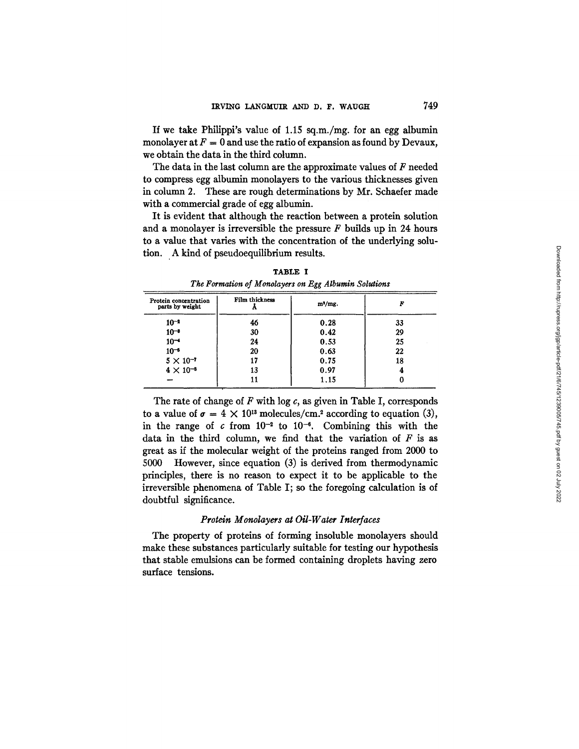If we take Philippi's value of 1.15 sq.m./mg. for an egg albumin monolayer at $F = 0$ and use the ratio of expansion as found by Devaux, we obtain the data in the third column.

The data in the last column are the approximate values of $F$ needed to compress egg albumin monolayers to the various thicknesses given in column 2. These are rough determinations by Mr. Schaefer made with a commercial grade of egg albumin.

It is evident that although the reaction between a protein solution and a monolayer is irreversible the pressure $F$ builds up in 24 hours to a value that varies with the concentration of the underlying solution. A kind of pseudoequilibrium results.

**TABLE I**

*The Formation of Monolayers on Egg Albumin Solutions*

| Protein concentration parts by weight | Film thickness Å | m²/mg. | $F$ |
|---|---|---|---|
| $10^{-2}$ | 46 | 0.28 | 33 |
| $10^{-3}$ | 30 | 0.42 | 29 |
| $10^{-4}$ | 24 | 0.53 | 25 |
| $10^{-5}$ | 20 | 0.63 | 22 |
| $5 \times 10^{-7}$ | 17 | 0.75 | 18 |
| $4 \times 10^{-8}$ | 13 | 0.97 | 4 |
| — | 11 | 1.15 | 0 |

The rate of change of $F$ with log $c$, as given in Table I, corresponds to a value of $\sigma = 4 \times 10^{13}$ molecules/cm.² according to equation (3), in the range of $c$ from $10^{-2}$ to $10^{-6}$. Combining this with the data in the third column, we find that the variation of $F$ is as great as if the molecular weight of the proteins ranged from 2000 to 5000 However, since equation (3) is derived from thermodynamic principles, there is no reason to expect it to be applicable to the irreversible phenomena of Table I; so the foregoing calculation is of doubtful significance.

### *Protein Monolayers at Oil-Water Interfaces*

The property of proteins of forming insoluble monolayers should make these substances particularly suitable for testing our hypothesis that stable emulsions can be formed containing droplets having zero surface tensions.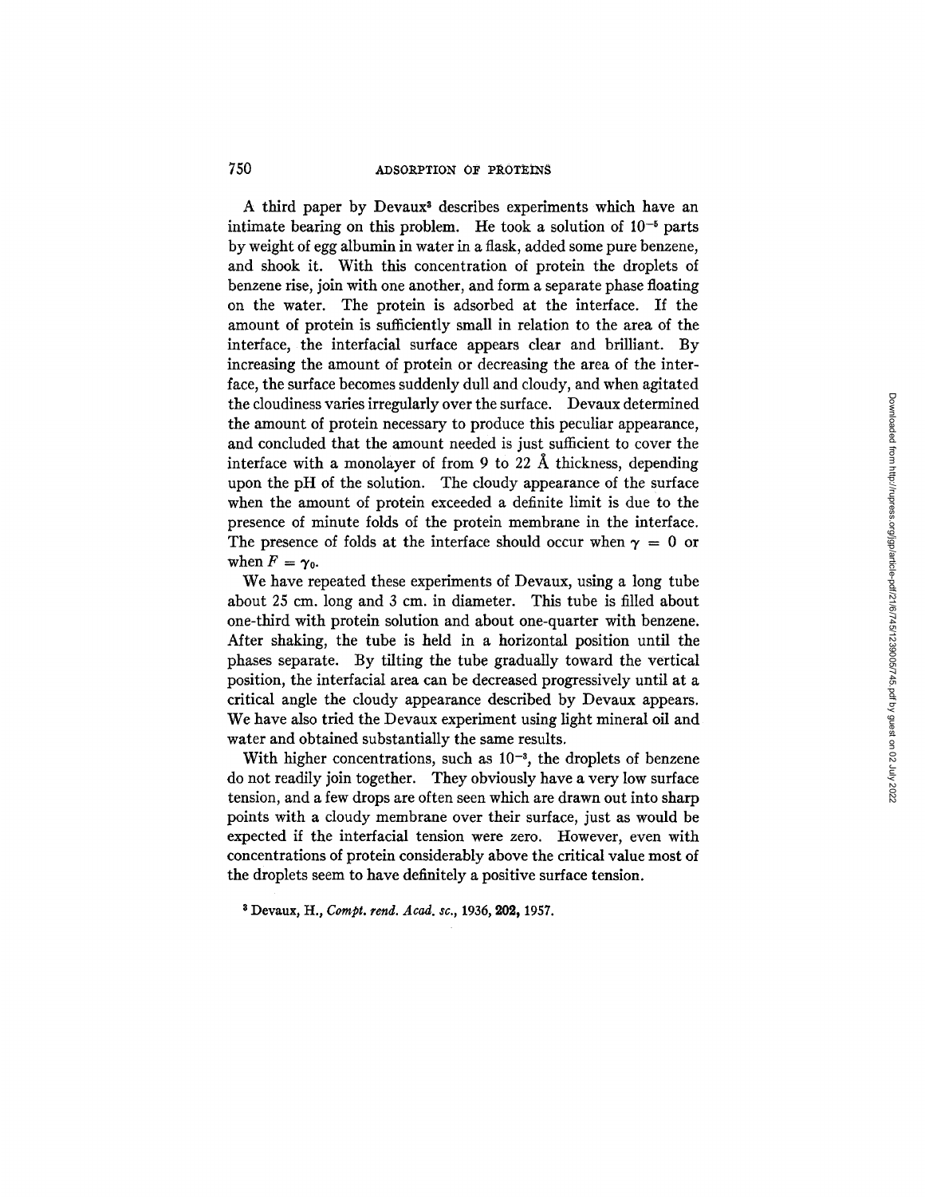A third paper by Devaux[3] describes experiments which have an intimate bearing on this problem. He took a solution of $10^{-5}$ parts by weight of egg albumin in water in a flask, added some pure benzene, and shook it. With this concentration of protein the droplets of benzene rise, join with one another, and form a separate phase floating on the water. The protein is adsorbed at the interface. If the amount of protein is sufficiently small in relation to the area of the interface, the interfacial surface appears clear and brilliant. By increasing the amount of protein or decreasing the area of the interface, the surface becomes suddenly dull and cloudy, and when agitated the cloudiness varies irregularly over the surface. Devaux determined the amount of protein necessary to produce this peculiar appearance, and concluded that the amount needed is just sufficient to cover the interface with a monolayer of from 9 to 22 Å thickness, depending upon the pH of the solution. The cloudy appearance of the surface when the amount of protein exceeded a definite limit is due to the presence of minute folds of the protein membrane in the interface. The presence of folds at the interface should occur when $\gamma = 0$ or when $F = \gamma_0$.

We have repeated these experiments of Devaux, using a long tube about 25 cm. long and 3 cm. in diameter. This tube is filled about one-third with protein solution and about one-quarter with benzene. After shaking, the tube is held in a horizontal position until the phases separate. By tilting the tube gradually toward the vertical position, the interfacial area can be decreased progressively until at a critical angle the cloudy appearance described by Devaux appears. We have also tried the Devaux experiment using light mineral oil and water and obtained substantially the same results.

With higher concentrations, such as $10^{-3}$, the droplets of benzene do not readily join together. They obviously have a very low surface tension, and a few drops are often seen which are drawn out into sharp points with a cloudy membrane over their surface, just as would be expected if the interfacial tension were zero. However, even with concentrations of protein considerably above the critical value most of the droplets seem to have definitely a positive surface tension.

[3] Devaux, H., *Compt. rend. Acad. sc.*, 1936, **202**, 1957.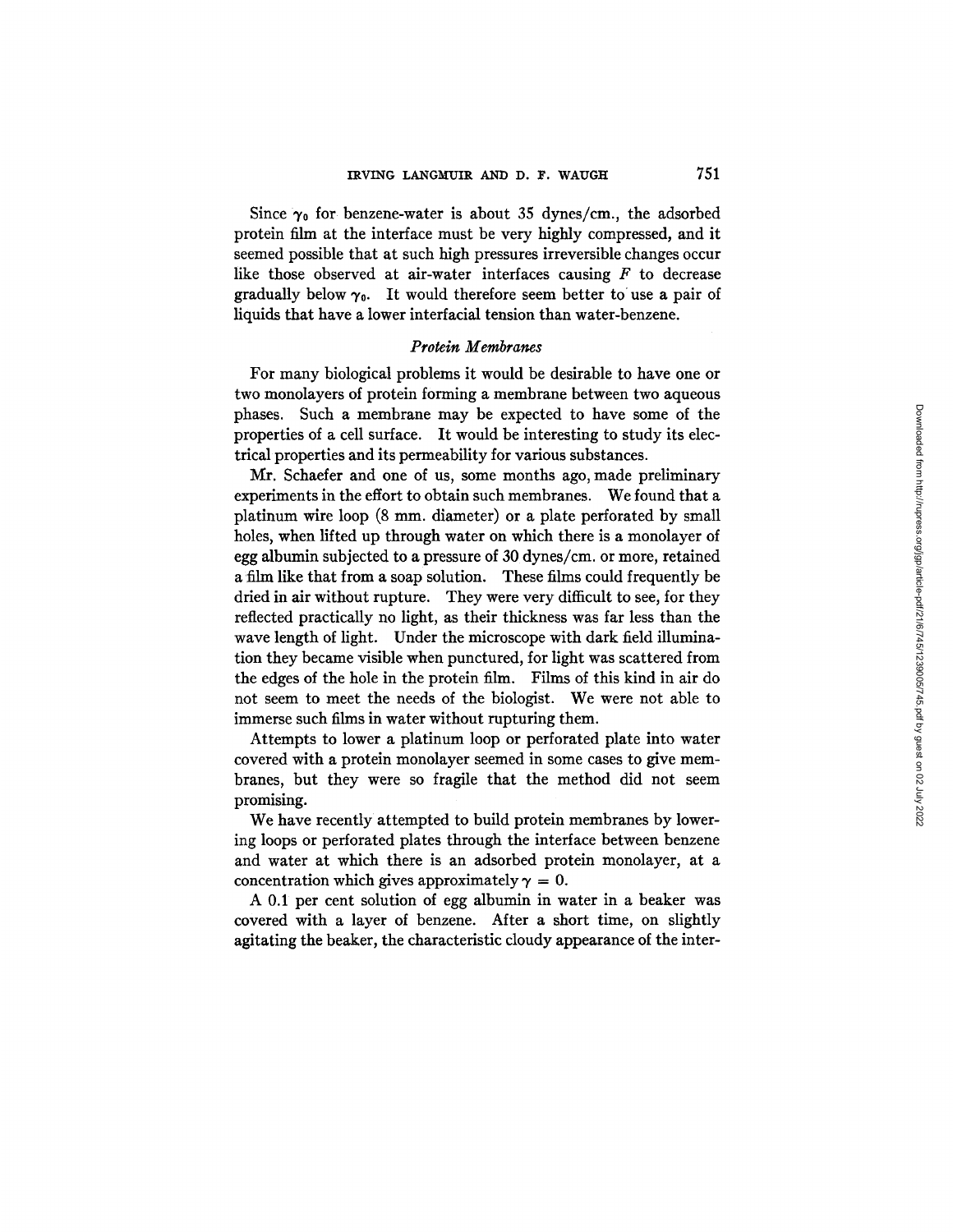Since $\gamma_0$ for benzene-water is about 35 dynes/cm., the adsorbed protein film at the interface must be very highly compressed, and it seemed possible that at such high pressures irreversible changes occur like those observed at air-water interfaces causing $F$ to decrease gradually below $\gamma_0$. It would therefore seem better to use a pair of liquids that have a lower interfacial tension than water-benzene.

### *Protein Membranes*

For many biological problems it would be desirable to have one or two monolayers of protein forming a membrane between two aqueous phases. Such a membrane may be expected to have some of the properties of a cell surface. It would be interesting to study its electrical properties and its permeability for various substances.

Mr. Schaefer and one of us, some months ago, made preliminary experiments in the effort to obtain such membranes. We found that a platinum wire loop (8 mm. diameter) or a plate perforated by small holes, when lifted up through water on which there is a monolayer of egg albumin subjected to a pressure of 30 dynes/cm. or more, retained a film like that from a soap solution. These films could frequently be dried in air without rupture. They were very difficult to see, for they reflected practically no light, as their thickness was far less than the wave length of light. Under the microscope with dark field illumination they became visible when punctured, for light was scattered from the edges of the hole in the protein film. Films of this kind in air do not seem to meet the needs of the biologist. We were not able to immerse such films in water without rupturing them.

Attempts to lower a platinum loop or perforated plate into water covered with a protein monolayer seemed in some cases to give membranes, but they were so fragile that the method did not seem promising.

We have recently attempted to build protein membranes by lowering loops or perforated plates through the interface between benzene and water at which there is an adsorbed protein monolayer, at a concentration which gives approximately $\gamma = 0$.

A 0.1 per cent solution of egg albumin in water in a beaker was covered with a layer of benzene. After a short time, on slightly agitating the beaker, the characteristic cloudy appearance of the inter-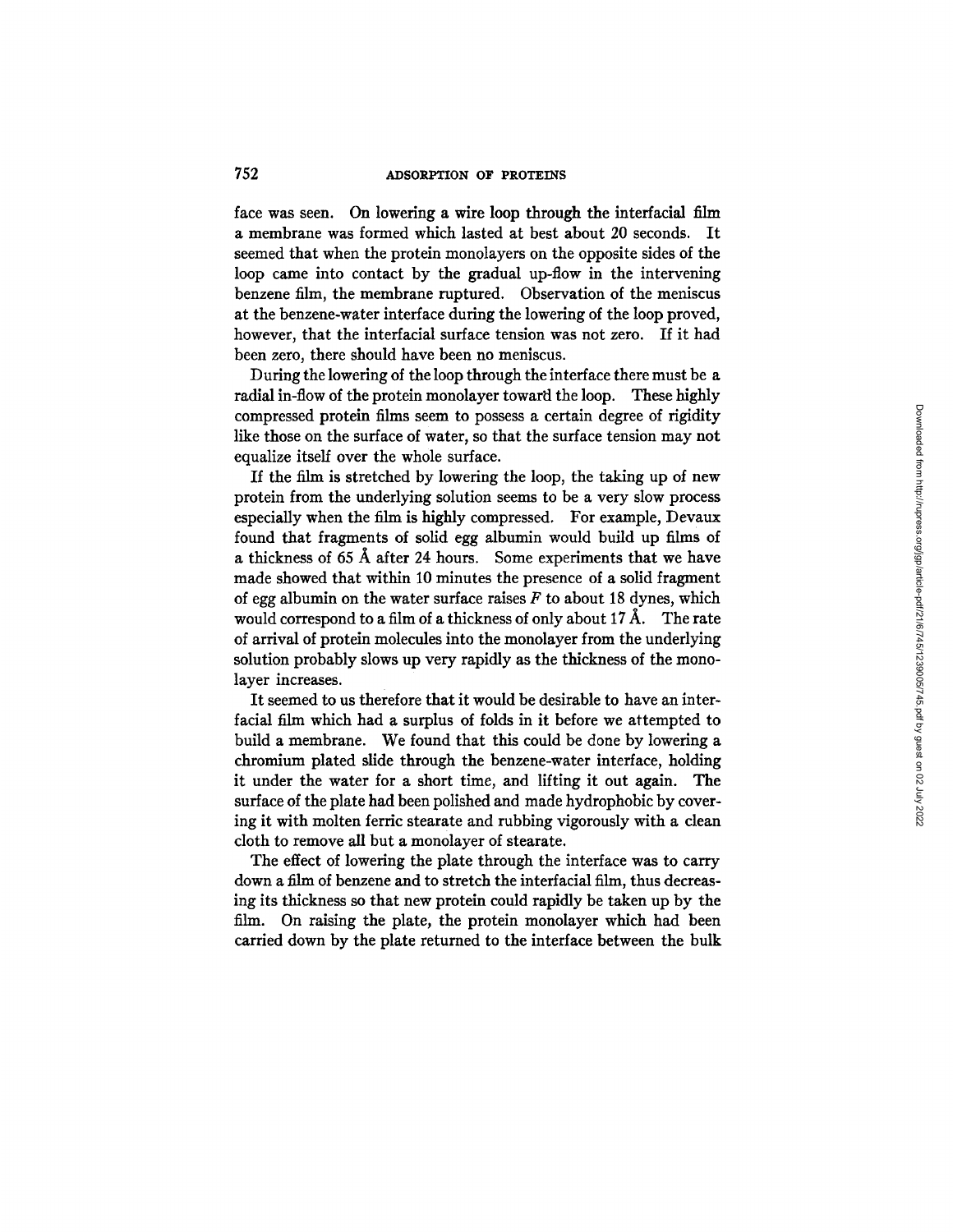face was seen. On lowering a wire loop through the interfacial film a membrane was formed which lasted at best about 20 seconds. It seemed that when the protein monolayers on the opposite sides of the loop came into contact by the gradual up-flow in the intervening benzene film, the membrane ruptured. Observation of the meniscus at the benzene-water interface during the lowering of the loop proved, however, that the interfacial surface tension was not zero. If it had been zero, there should have been no meniscus.

During the lowering of the loop through the interface there must be a radial in-flow of the protein monolayer toward the loop. These highly compressed protein films seem to possess a certain degree of rigidity like those on the surface of water, so that the surface tension may not equalize itself over the whole surface.

If the film is stretched by lowering the loop, the taking up of new protein from the underlying solution seems to be a very slow process especially when the film is highly compressed. For example, Devaux found that fragments of solid egg albumin would build up films of a thickness of 65 Å after 24 hours. Some experiments that we have made showed that within 10 minutes the presence of a solid fragment of egg albumin on the water surface raises $F$ to about 18 dynes, which would correspond to a film of a thickness of only about 17 Å. The rate of arrival of protein molecules into the monolayer from the underlying solution probably slows up very rapidly as the thickness of the monolayer increases.

It seemed to us therefore that it would be desirable to have an interfacial film which had a surplus of folds in it before we attempted to build a membrane. We found that this could be done by lowering a chromium plated slide through the benzene-water interface, holding it under the water for a short time, and lifting it out again. The surface of the plate had been polished and made hydrophobic by covering it with molten ferric stearate and rubbing vigorously with a clean cloth to remove all but a monolayer of stearate.

The effect of lowering the plate through the interface was to carry down a film of benzene and to stretch the interfacial film, thus decreasing its thickness so that new protein could rapidly be taken up by the film. On raising the plate, the protein monolayer which had been carried down by the plate returned to the interface between the bulk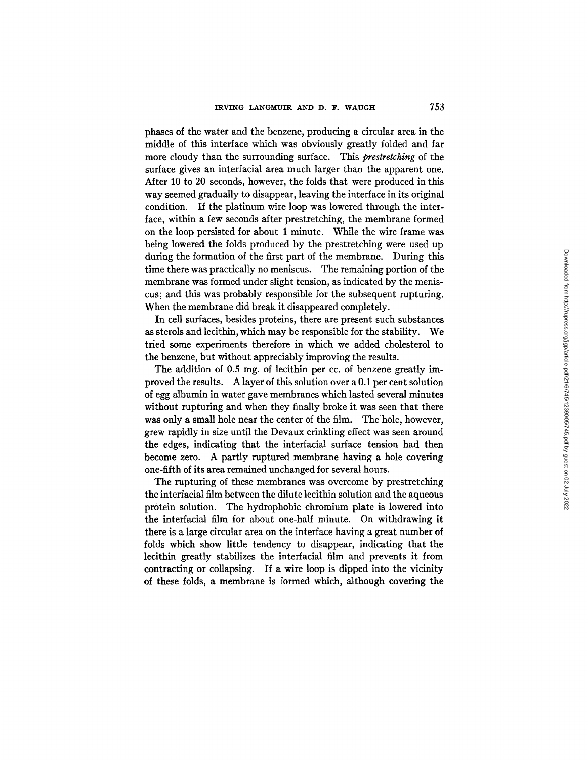phases of the water and the benzene, producing a circular area in the middle of this interface which was obviously greatly folded and far more cloudy than the surrounding surface. This *prestretching* of the surface gives an interfacial area much larger than the apparent one. After 10 to 20 seconds, however, the folds that were produced in this way seemed gradually to disappear, leaving the interface in its original condition. If the platinum wire loop was lowered through the interface, within a few seconds after prestretching, the membrane formed on the loop persisted for about 1 minute. While the wire frame was being lowered the folds produced by the prestretching were used up during the formation of the first part of the membrane. During this time there was practically no meniscus. The remaining portion of the membrane was formed under slight tension, as indicated by the meniscus; and this was probably responsible for the subsequent rupturing. When the membrane did break it disappeared completely.

In cell surfaces, besides proteins, there are present such substances as sterols and lecithin, which may be responsible for the stability. We tried some experiments therefore in which we added cholesterol to the benzene, but without appreciably improving the results.

The addition of 0.5 mg. of lecithin per cc. of benzene greatly improved the results. A layer of this solution over a 0.1 per cent solution of egg albumin in water gave membranes which lasted several minutes without rupturing and when they finally broke it was seen that there was only a small hole near the center of the film. The hole, however, grew rapidly in size until the Devaux crinkling effect was seen around the edges, indicating that the interfacial surface tension had then become zero. A partly ruptured membrane having a hole covering one-fifth of its area remained unchanged for several hours.

The rupturing of these membranes was overcome by prestretching the interfacial film between the dilute lecithin solution and the aqueous protein solution. The hydrophobic chromium plate is lowered into the interfacial film for about one-half minute. On withdrawing it there is a large circular area on the interface having a great number of folds which show little tendency to disappear, indicating that the lecithin greatly stabilizes the interfacial film and prevents it from contracting or collapsing. If a wire loop is dipped into the vicinity of these folds, a membrane is formed which, although covering the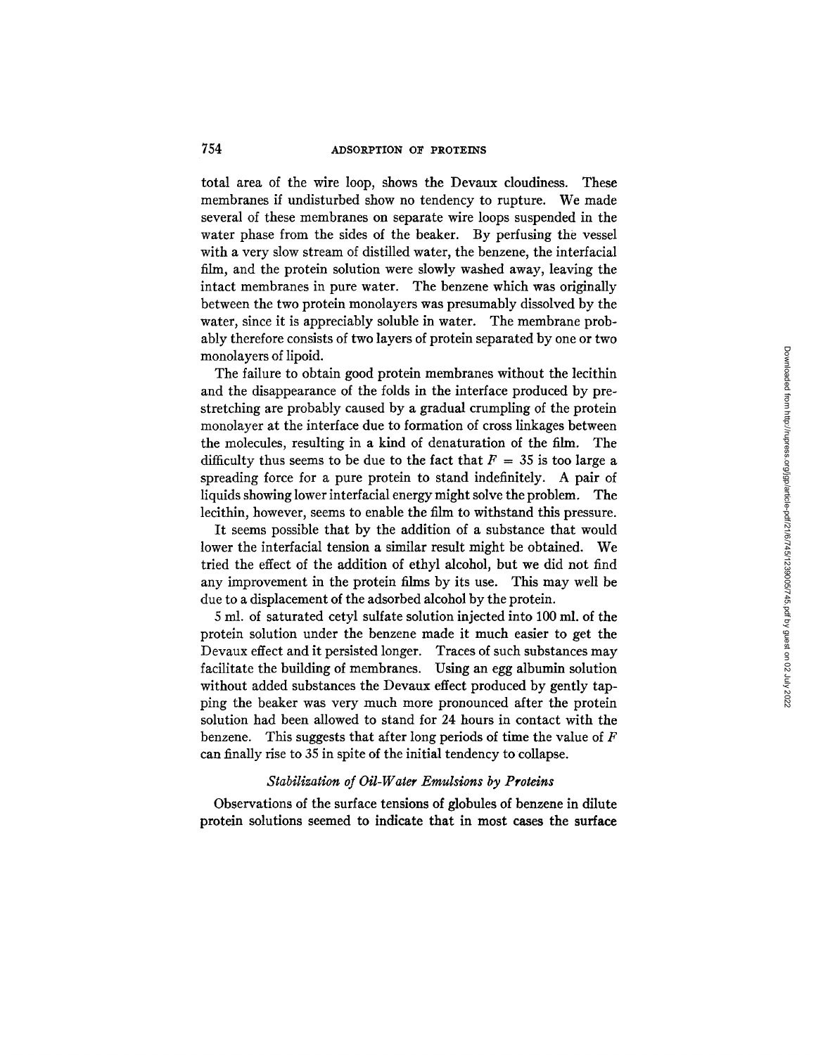total area of the wire loop, shows the Devaux cloudiness. These membranes if undisturbed show no tendency to rupture. We made several of these membranes on separate wire loops suspended in the water phase from the sides of the beaker. By perfusing the vessel with a very slow stream of distilled water, the benzene, the interfacial film, and the protein solution were slowly washed away, leaving the intact membranes in pure water. The benzene which was originally between the two protein monolayers was presumably dissolved by the water, since it is appreciably soluble in water. The membrane probably therefore consists of two layers of protein separated by one or two monolayers of lipoid.

The failure to obtain good protein membranes without the lecithin and the disappearance of the folds in the interface produced by prestretching are probably caused by a gradual crumpling of the protein monolayer at the interface due to formation of cross linkages between the molecules, resulting in a kind of denaturation of the film. The difficulty thus seems to be due to the fact that $F = 35$ is too large a spreading force for a pure protein to stand indefinitely. A pair of liquids showing lower interfacial energy might solve the problem. The lecithin, however, seems to enable the film to withstand this pressure.

It seems possible that by the addition of a substance that would lower the interfacial tension a similar result might be obtained. We tried the effect of the addition of ethyl alcohol, but we did not find any improvement in the protein films by its use. This may well be due to a displacement of the adsorbed alcohol by the protein.

5 ml. of saturated cetyl sulfate solution injected into 100 ml. of the protein solution under the benzene made it much easier to get the Devaux effect and it persisted longer. Traces of such substances may facilitate the building of membranes. Using an egg albumin solution without added substances the Devaux effect produced by gently tapping the beaker was very much more pronounced after the protein solution had been allowed to stand for 24 hours in contact with the benzene. This suggests that after long periods of time the value of $F$ can finally rise to 35 in spite of the initial tendency to collapse.

### *Stabilization of Oil-Water Emulsions by Proteins*

Observations of the surface tensions of globules of benzene in dilute protein solutions seemed to indicate that in most cases the surface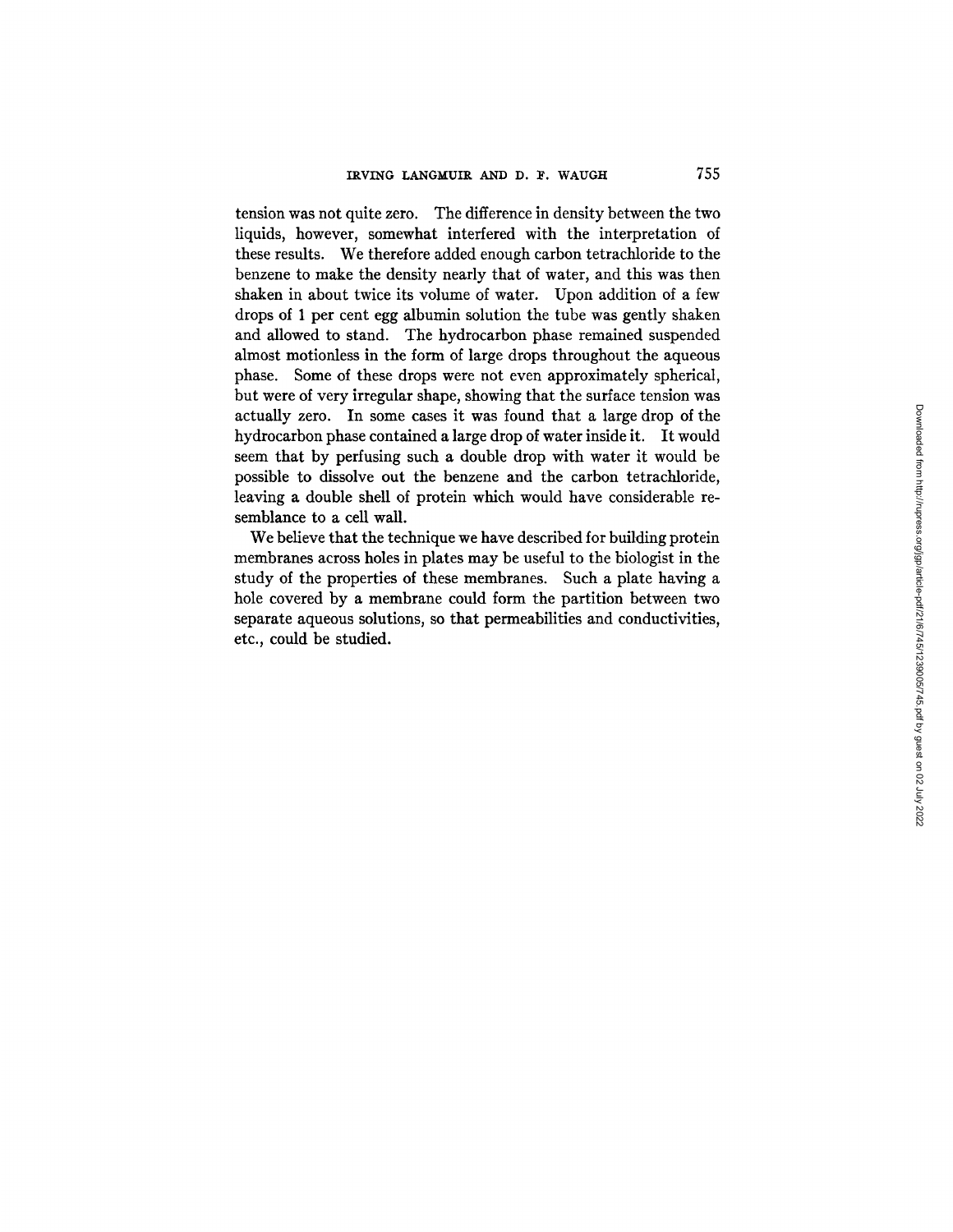tension was not quite zero. The difference in density between the two liquids, however, somewhat interfered with the interpretation of these results. We therefore added enough carbon tetrachloride to the benzene to make the density nearly that of water, and this was then shaken in about twice its volume of water. Upon addition of a few drops of 1 per cent egg albumin solution the tube was gently shaken and allowed to stand. The hydrocarbon phase remained suspended almost motionless in the form of large drops throughout the aqueous phase. Some of these drops were not even approximately spherical, but were of very irregular shape, showing that the surface tension was actually zero. In some cases it was found that a large drop of the hydrocarbon phase contained a large drop of water inside it. It would seem that by perfusing such a double drop with water it would be possible to dissolve out the benzene and the carbon tetrachloride, leaving a double shell of protein which would have considerable resemblance to a cell wall.

We believe that the technique we have described for building protein membranes across holes in plates may be useful to the biologist in the study of the properties of these membranes. Such a plate having a hole covered by a membrane could form the partition between two separate aqueous solutions, so that permeabilities and conductivities, etc., could be studied.